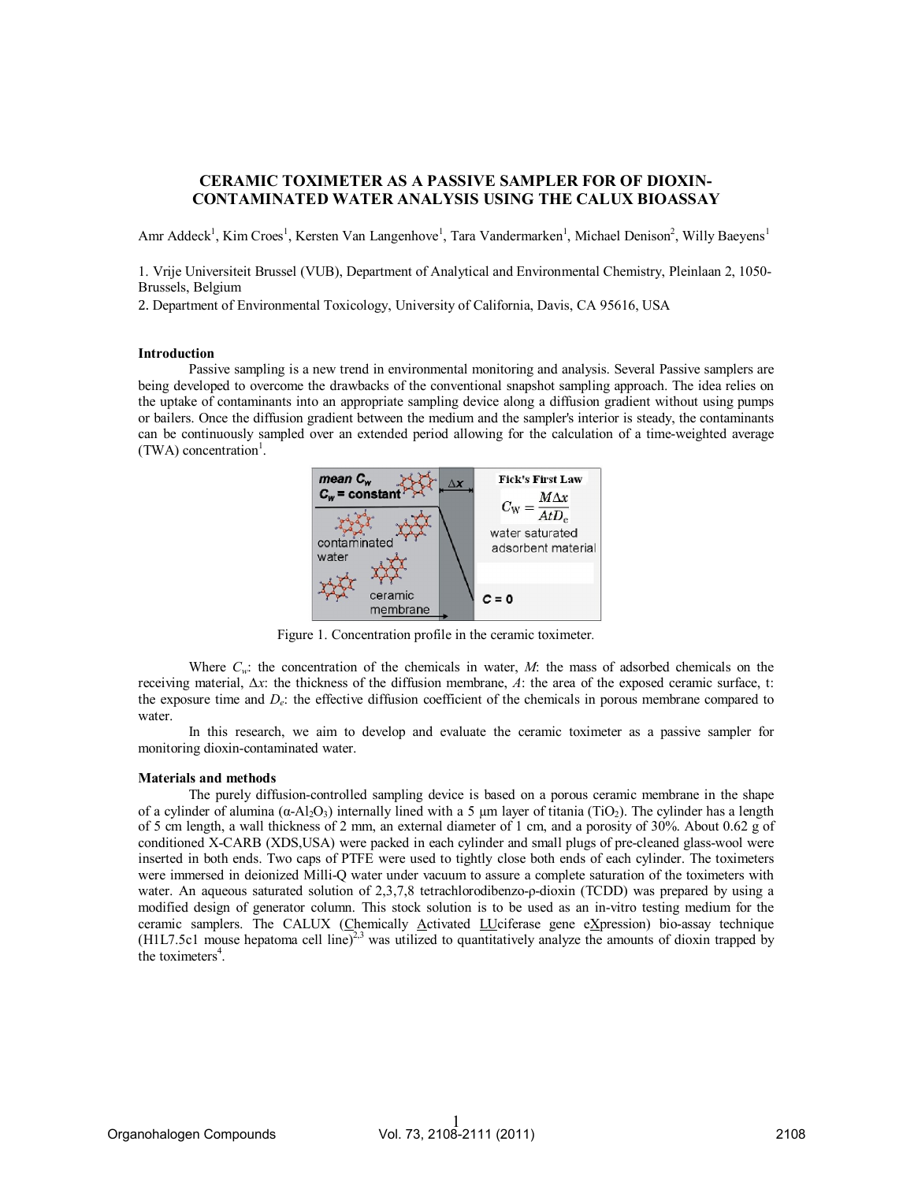# CERAMIC TOXIMETER AS A PASSIVE SAMPLER FOR OF DIOXIN-CONTAMINATED WATER ANALYSIS USING THE CALUX BIOASSAY

Amr Addeck[1], Kim Croes[1], Kersten Van Langenhove[1], Tara Vandermarken[1], Michael Denison[2], Willy Baeyens[1]

1. Vrije Universiteit Brussel (VUB), Department of Analytical and Environmental Chemistry, Pleinlaan 2, 1050-Brussels, Belgium
2. Department of Environmental Toxicology, University of California, Davis, CA 95616, USA

## Introduction

Passive sampling is a new trend in environmental monitoring and analysis. Several Passive samplers are being developed to overcome the drawbacks of the conventional snapshot sampling approach. The idea relies on the uptake of contaminants into an appropriate sampling device along a diffusion gradient without using pumps or bailers. Once the diffusion gradient between the medium and the sampler's interior is steady, the contaminants can be continuously sampled over an extended period allowing for the calculation of a time-weighted average (TWA) concentration[1].

$$C_W = \frac{M \Delta x}{A t D_e}$$

Figure 1. Concentration profile in the ceramic toximeter.

Where $C_w$: the concentration of the chemicals in water, $M$: the mass of adsorbed chemicals on the receiving material, $\Delta x$: the thickness of the diffusion membrane, $A$: the area of the exposed ceramic surface, t: the exposure time and $D_e$: the effective diffusion coefficient of the chemicals in porous membrane compared to water.

In this research, we aim to develop and evaluate the ceramic toximeter as a passive sampler for monitoring dioxin-contaminated water.

## Materials and methods

The purely diffusion-controlled sampling device is based on a porous ceramic membrane in the shape of a cylinder of alumina ($\alpha$-$Al_2O_3$) internally lined with a 5 µm layer of titania ($TiO_2$). The cylinder has a length of 5 cm length, a wall thickness of 2 mm, an external diameter of 1 cm, and a porosity of 30%. About 0.62 g of conditioned X-CARB (XDS,USA) were packed in each cylinder and small plugs of pre-cleaned glass-wool were inserted in both ends. Two caps of PTFE were used to tightly close both ends of each cylinder. The toximeters were immersed in deionized Milli-Q water under vacuum to assure a complete saturation of the toximeters with water. An aqueous saturated solution of 2,3,7,8 tetrachlorodibenzo-ρ-dioxin (TCDD) was prepared by using a modified design of generator column. This stock solution is to be used as an in-vitro testing medium for the ceramic samplers. The CALUX (Chemically Activated LUciferase gene eXpression) bio-assay technique (H1L7.5c1 mouse hepatoma cell line)[2,3] was utilized to quantitatively analyze the amounts of dioxin trapped by the toximeters[4].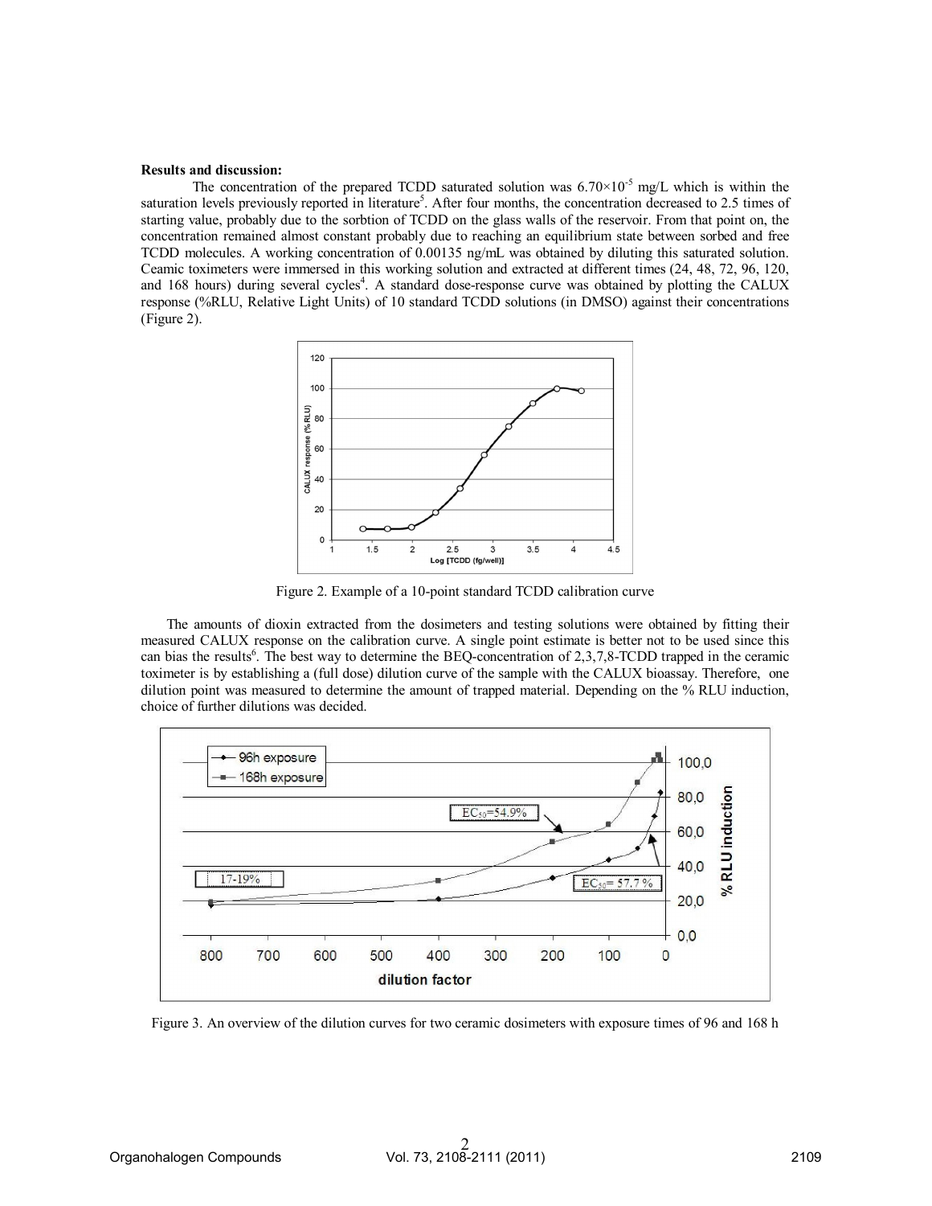**Results and discussion:**

The concentration of the prepared TCDD saturated solution was $6.70\times10^{-5}$ mg/L which is within the saturation levels previously reported in literature[5]. After four months, the concentration decreased to 2.5 times of starting value, probably due to the sorbtion of TCDD on the glass walls of the reservoir. From that point on, the concentration remained almost constant probably due to reaching an equilibrium state between sorbed and free TCDD molecules. A working concentration of 0.00135 ng/mL was obtained by diluting this saturated solution. Ceamic toximeters were immersed in this working solution and extracted at different times (24, 48, 72, 96, 120, and 168 hours) during several cycles[4]. A standard dose-response curve was obtained by plotting the CALUX response (%RLU, Relative Light Units) of 10 standard TCDD solutions (in DMSO) against their concentrations (Figure 2).

Figure 2. Example of a 10-point standard TCDD calibration curve

The amounts of dioxin extracted from the dosimeters and testing solutions were obtained by fitting their measured CALUX response on the calibration curve. A single point estimate is better not to be used since this can bias the results[6]. The best way to determine the BEQ-concentration of 2,3,7,8-TCDD trapped in the ceramic toximeter is by establishing a (full dose) dilution curve of the sample with the CALUX bioassay. Therefore, one dilution point was measured to determine the amount of trapped material. Depending on the % RLU induction, choice of further dilutions was decided.

Figure 3. An overview of the dilution curves for two ceramic dosimeters with exposure times of 96 and 168 h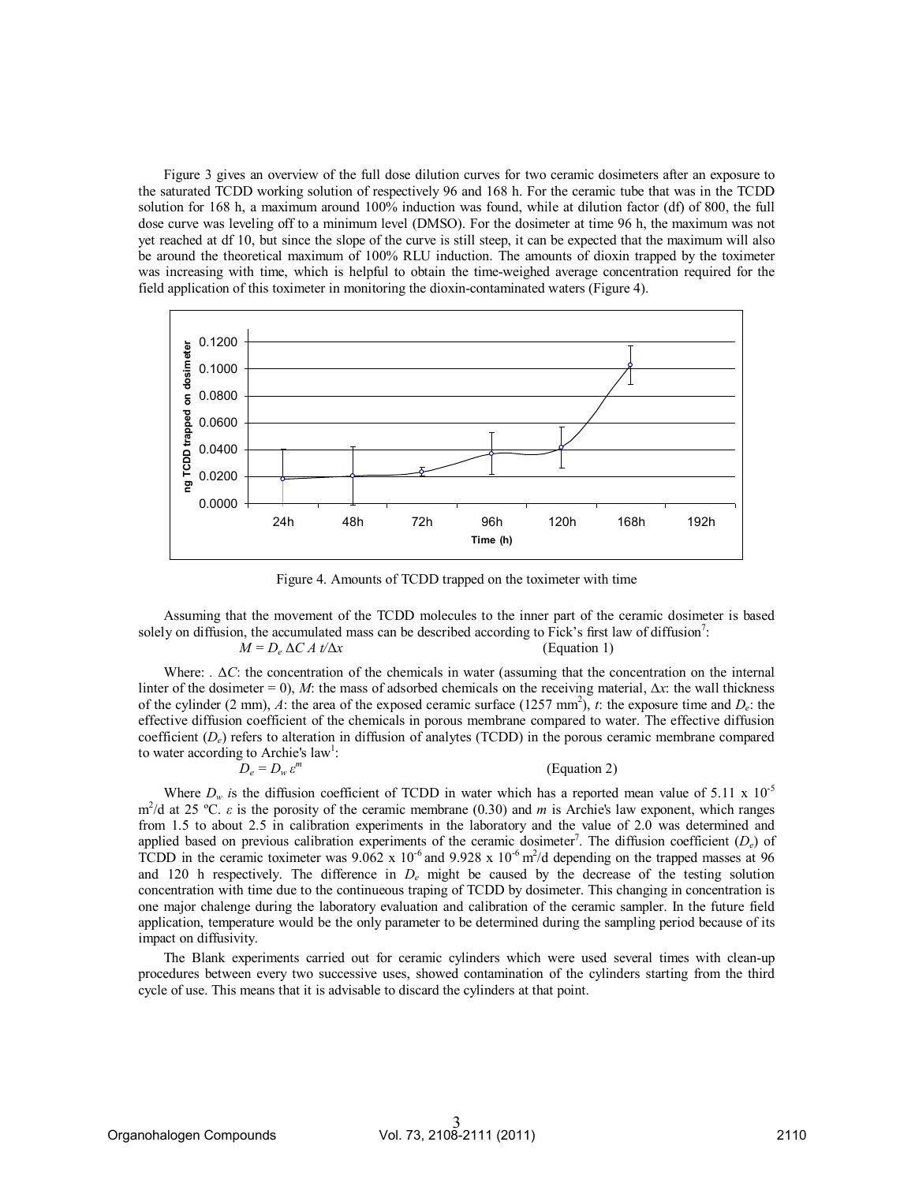Figure 3 gives an overview of the full dose dilution curves for two ceramic dosimeters after an exposure to the saturated TCDD working solution of respectively 96 and 168 h. For the ceramic tube that was in the TCDD solution for 168 h, a maximum around 100% induction was found, while at dilution factor (df) of 800, the full dose curve was leveling off to a minimum level (DMSO). For the dosimeter at time 96 h, the maximum was not yet reached at df 10, but since the slope of the curve is still steep, it can be expected that the maximum will also be around the theoretical maximum of 100% RLU induction. The amounts of dioxin trapped by the toximeter was increasing with time, which is helpful to obtain the time-weighed average concentration required for the field application of this toximeter in monitoring the dioxin-contaminated waters (Figure 4).

Figure 4. Amounts of TCDD trapped on the toximeter with time

Assuming that the movement of the TCDD molecules to the inner part of the ceramic dosimeter is based solely on diffusion, the accumulated mass can be described according to Fick's first law of diffusion[7]:

$$M = D_e \, \Delta C \, A \, t / \Delta x \qquad \text{(Equation 1)}$$

Where: . $\Delta C$: the concentration of the chemicals in water (assuming that the concentration on the internal linter of the dosimeter = 0), $M$: the mass of adsorbed chemicals on the receiving material, $\Delta x$: the wall thickness of the cylinder (2 mm), $A$: the area of the exposed ceramic surface (1257 $mm^2$), $t$: the exposure time and $D_e$: the effective diffusion coefficient of the chemicals in porous membrane compared to water. The effective diffusion coefficient ($D_e$) refers to alteration in diffusion of analytes (TCDD) in the porous ceramic membrane compared to water according to Archie's law[1]:

$$D_e = D_w \, \varepsilon^m \qquad \text{(Equation 2)}$$

Where $D_w$ is the diffusion coefficient of TCDD in water which has a reported mean value of $5.11 \times 10^{-5}$ $m^2/d$ at 25 ºC. $\varepsilon$ is the porosity of the ceramic membrane (0.30) and $m$ is Archie's law exponent, which ranges from 1.5 to about 2.5 in calibration experiments in the laboratory and the value of 2.0 was determined and applied based on previous calibration experiments of the ceramic dosimeter[7]. The diffusion coefficient ($D_e$) of TCDD in the ceramic toximeter was $9.062 \times 10^{-6}$ and $9.928 \times 10^{-6}$ $m^2/d$ depending on the trapped masses at 96 and 120 h respectively. The difference in $D_e$ might be caused by the decrease of the testing solution concentration with time due to the continuous traping of TCDD by dosimeter. This changing in concentration is one major chalenge during the laboratory evaluation and calibration of the ceramic sampler. In the future field application, temperature would be the only parameter to be determined during the sampling period because of its impact on diffusivity.

The Blank experiments carried out for ceramic cylinders which were used several times with clean-up procedures between every two successive uses, showed contamination of the cylinders starting from the third cycle of use. This means that it is advisable to discard the cylinders at that point.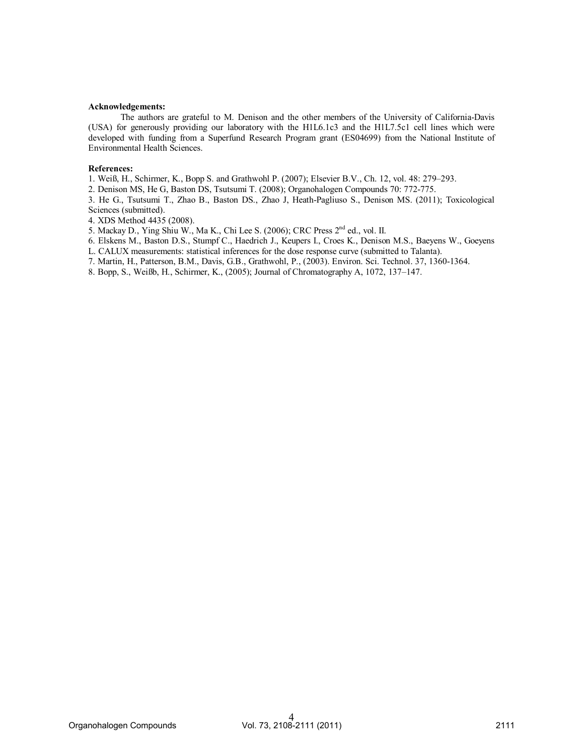**Acknowledgements:**

The authors are grateful to M. Denison and the other members of the University of California-Davis (USA) for generously providing our laboratory with the H1L6.1c3 and the H1L7.5c1 cell lines which were developed with funding from a Superfund Research Program grant (ES04699) from the National Institute of Environmental Health Sciences.

**References:**

1. Weiß, H., Schirmer, K., Bopp S. and Grathwohl P. (2007); Elsevier B.V., Ch. 12, vol. 48: 279–293.
2. Denison MS, He G, Baston DS, Tsutsumi T. (2008); Organohalogen Compounds 70: 772-775.
3. He G., Tsutsumi T., Zhao B., Baston DS., Zhao J, Heath-Pagliuso S., Denison MS. (2011); Toxicological Sciences (submitted).
4. XDS Method 4435 (2008).
5. Mackay D., Ying Shiu W., Ma K., Chi Lee S. (2006); CRC Press 2nd ed., vol. II.
6. Elskens M., Baston D.S., Stumpf C., Haedrich J., Keupers I., Croes K., Denison M.S., Baeyens W., Goeyens L. CALUX measurements: statistical inferences for the dose response curve (submitted to Talanta).
7. Martin, H., Patterson, B.M., Davis, G.B., Grathwohl, P., (2003). Environ. Sci. Technol. 37, 1360-1364.
8. Bopp, S., Weißb, H., Schirmer, K., (2005); Journal of Chromatography A, 1072, 137–147.